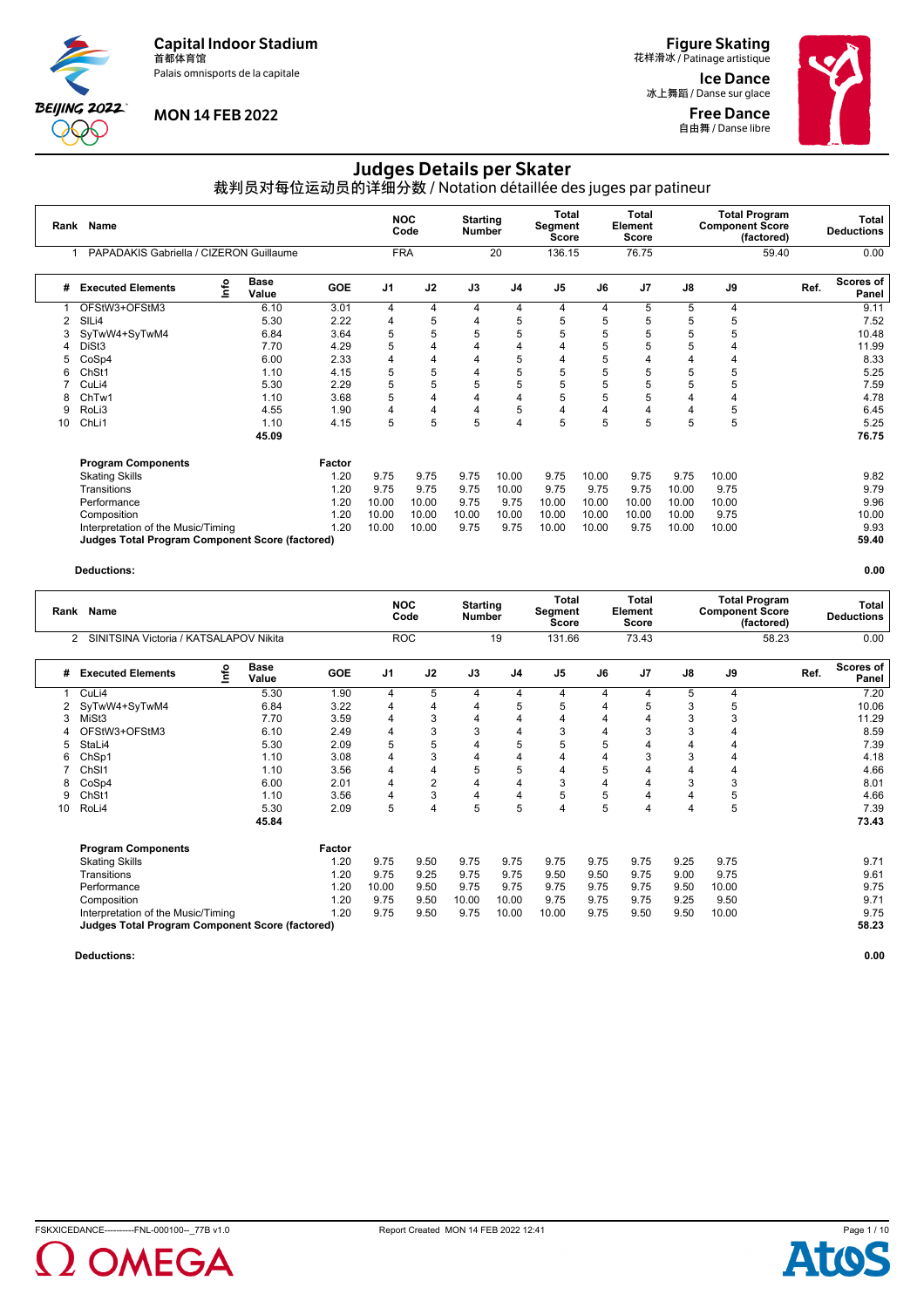Capital Indoor Stadium
首都体育馆
Palais omnisports de la capitale

MON 14 FEB 2022

Figure Skating
花样滑冰 / Patinage artistique

Ice Dance
冰上舞蹈 / Danse sur glace

Free Dance
自由舞 / Danse libre

# Judges Details per Skater

裁判员对每位运动员的详细分数 / Notation détaillée des juges par patineur

| Rank | Name | NOC Code | Starting Number | Total Segment Score | Total Element Score | Total Program Component Score (factored) | Total Deductions |
|---|---|---|---|---|---|---|---|
| 1 | PAPADAKIS Gabriella / CIZERON Guillaume | FRA | 20 | 136.15 | 76.75 | 59.40 | 0.00 |

| # | Executed Elements | Info | Base Value | GOE | J1 | J2 | J3 | J4 | J5 | J6 | J7 | J8 | J9 | Ref. | Scores of Panel |
|---|---|---|---|---|---|---|---|---|---|---|---|---|---|---|---|
| 1 | OFStW3+OFStM3 | | 6.10 | 3.01 | 4 | 4 | 4 | 4 | 4 | 4 | 5 | 5 | 4 | | 9.11 |
| 2 | SlLi4 | | 5.30 | 2.22 | 4 | 5 | 4 | 5 | 5 | 5 | 5 | 5 | 5 | | 7.52 |
| 3 | SyTwW4+SyTwM4 | | 6.84 | 3.64 | 5 | 5 | 5 | 5 | 5 | 5 | 5 | 5 | 5 | | 10.48 |
| 4 | DiSt3 | | 7.70 | 4.29 | 5 | 4 | 4 | 4 | 4 | 5 | 5 | 5 | 4 | | 11.99 |
| 5 | CoSp4 | | 6.00 | 2.33 | 4 | 4 | 4 | 5 | 4 | 5 | 4 | 4 | 4 | | 8.33 |
| 6 | ChSt1 | | 1.10 | 4.15 | 5 | 5 | 4 | 5 | 5 | 5 | 5 | 5 | 5 | | 5.25 |
| 7 | CuLi4 | | 5.30 | 2.29 | 5 | 5 | 5 | 5 | 5 | 5 | 5 | 5 | 5 | | 7.59 |
| 8 | ChTw1 | | 1.10 | 3.68 | 5 | 4 | 4 | 4 | 5 | 5 | 5 | 4 | 4 | | 4.78 |
| 9 | RoLi3 | | 4.55 | 1.90 | 4 | 4 | 4 | 5 | 4 | 4 | 4 | 4 | 5 | | 6.45 |
| 10 | ChLi1 | | 1.10 | 4.15 | 5 | 5 | 5 | 4 | 5 | 5 | 5 | 5 | 5 | | 5.25 |
| | | | 45.09 | | | | | | | | | | | | 76.75 |

| Program Components | Factor | J1 | J2 | J3 | J4 | J5 | J6 | J7 | J8 | J9 | Scores of Panel |
|---|---|---|---|---|---|---|---|---|---|---|---|
| Skating Skills | 1.20 | 9.75 | 9.75 | 9.75 | 10.00 | 9.75 | 10.00 | 9.75 | 9.75 | 10.00 | 9.82 |
| Transitions | 1.20 | 9.75 | 9.75 | 9.75 | 10.00 | 9.75 | 9.75 | 9.75 | 10.00 | 9.75 | 9.79 |
| Performance | 1.20 | 10.00 | 10.00 | 9.75 | 9.75 | 10.00 | 10.00 | 10.00 | 10.00 | 10.00 | 9.96 |
| Composition | 1.20 | 10.00 | 10.00 | 10.00 | 10.00 | 10.00 | 10.00 | 10.00 | 10.00 | 9.75 | 10.00 |
| Interpretation of the Music/Timing | 1.20 | 10.00 | 10.00 | 9.75 | 9.75 | 10.00 | 10.00 | 9.75 | 10.00 | 10.00 | 9.93 |
| **Judges Total Program Component Score (factored)** | | | | | | | | | | | **59.40** |

**Deductions:** **0.00**

| Rank | Name | NOC Code | Starting Number | Total Segment Score | Total Element Score | Total Program Component Score (factored) | Total Deductions |
|---|---|---|---|---|---|---|---|
| 2 | SINITSINA Victoria / KATSALAPOV Nikita | ROC | 19 | 131.66 | 73.43 | 58.23 | 0.00 |

| # | Executed Elements | Info | Base Value | GOE | J1 | J2 | J3 | J4 | J5 | J6 | J7 | J8 | J9 | Ref. | Scores of Panel |
|---|---|---|---|---|---|---|---|---|---|---|---|---|---|---|---|
| 1 | CuLi4 | | 5.30 | 1.90 | 4 | 5 | 4 | 4 | 4 | 4 | 4 | 5 | 4 | | 7.20 |
| 2 | SyTwW4+SyTwM4 | | 6.84 | 3.22 | 4 | 4 | 4 | 5 | 5 | 4 | 5 | 3 | 5 | | 10.06 |
| 3 | MiSt3 | | 7.70 | 3.59 | 4 | 3 | 4 | 4 | 4 | 4 | 4 | 3 | 3 | | 11.29 |
| 4 | OFStW3+OFStM3 | | 6.10 | 2.49 | 4 | 3 | 3 | 4 | 3 | 4 | 3 | 3 | 4 | | 8.59 |
| 5 | StaLi4 | | 5.30 | 2.09 | 5 | 5 | 4 | 5 | 5 | 5 | 4 | 4 | 4 | | 7.39 |
| 6 | ChSp1 | | 1.10 | 3.08 | 4 | 3 | 4 | 4 | 4 | 4 | 3 | 3 | 4 | | 4.18 |
| 7 | ChSl1 | | 1.10 | 3.56 | 4 | 4 | 5 | 5 | 4 | 5 | 4 | 4 | 4 | | 4.66 |
| 8 | CoSp4 | | 6.00 | 2.01 | 4 | 2 | 4 | 4 | 3 | 4 | 4 | 3 | 3 | | 8.01 |
| 9 | ChSt1 | | 1.10 | 3.56 | 4 | 3 | 4 | 4 | 5 | 5 | 4 | 4 | 5 | | 4.66 |
| 10 | RoLi4 | | 5.30 | 2.09 | 5 | 4 | 5 | 5 | 4 | 5 | 4 | 4 | 5 | | 7.39 |
| | | | 45.84 | | | | | | | | | | | | 73.43 |

| Program Components | Factor | J1 | J2 | J3 | J4 | J5 | J6 | J7 | J8 | J9 | Scores of Panel |
|---|---|---|---|---|---|---|---|---|---|---|---|
| Skating Skills | 1.20 | 9.75 | 9.50 | 9.75 | 9.75 | 9.75 | 9.75 | 9.75 | 9.25 | 9.75 | 9.71 |
| Transitions | 1.20 | 9.75 | 9.25 | 9.75 | 9.75 | 9.50 | 9.50 | 9.75 | 9.00 | 9.75 | 9.61 |
| Performance | 1.20 | 10.00 | 9.50 | 9.75 | 9.75 | 9.75 | 9.75 | 9.75 | 9.50 | 10.00 | 9.75 |
| Composition | 1.20 | 9.75 | 9.50 | 10.00 | 10.00 | 9.75 | 9.75 | 9.75 | 9.25 | 9.50 | 9.71 |
| Interpretation of the Music/Timing | 1.20 | 9.75 | 9.50 | 9.75 | 10.00 | 10.00 | 9.75 | 9.50 | 9.50 | 10.00 | 9.75 |
| **Judges Total Program Component Score (factored)** | | | | | | | | | | | **58.23** |

**Deductions:** **0.00**

FSKXICEDANCE----------FNL-000100--_77B v1.0 Report Created MON 14 FEB 2022 12:41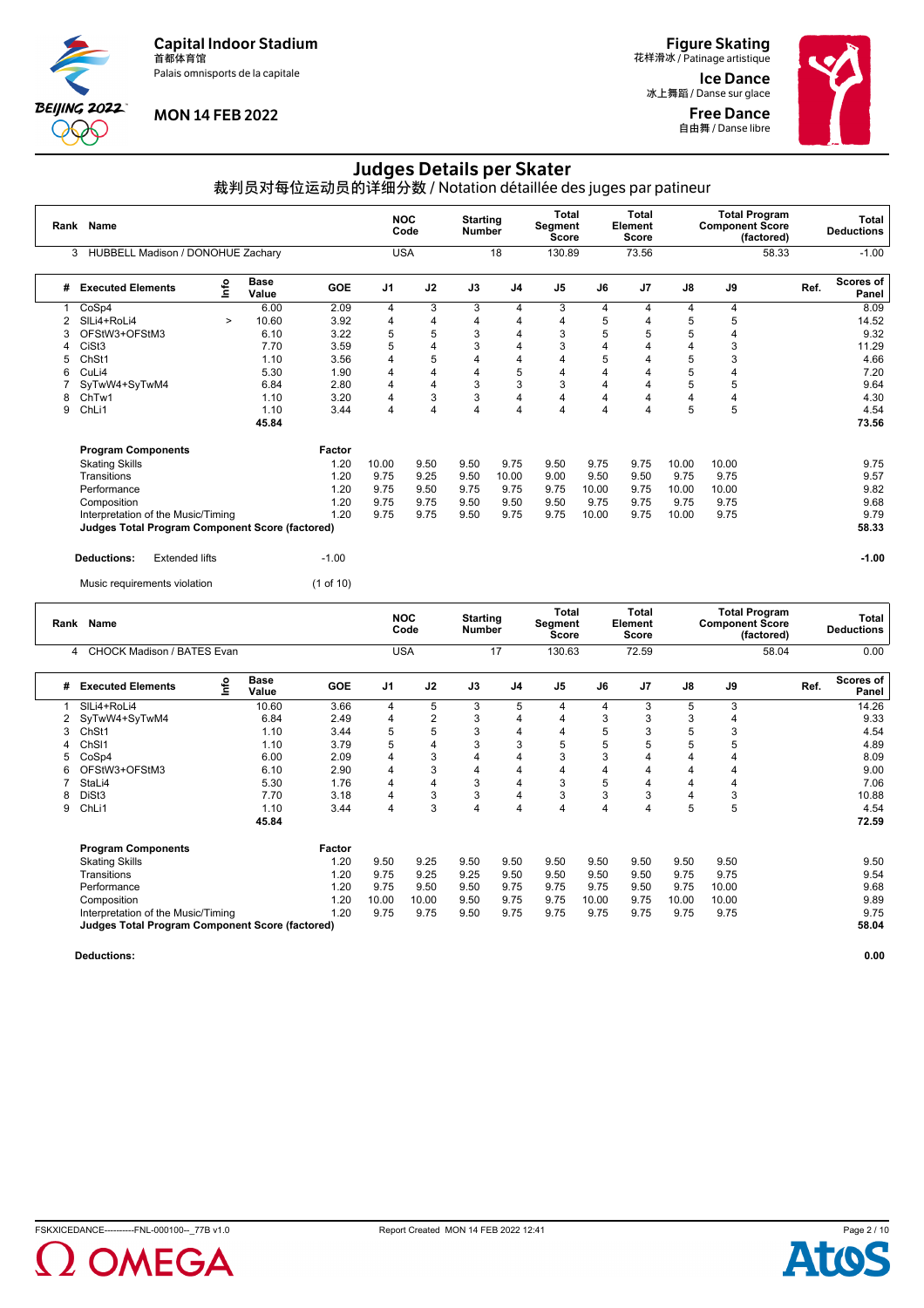Capital Indoor Stadium
首都体育馆
Palais omnisports de la capitale

MON 14 FEB 2022

Figure Skating
花样滑冰 / Patinage artistique

Ice Dance
冰上舞蹈 / Danse sur glace

Free Dance
自由舞 / Danse libre

# Judges Details per Skater

裁判员对每位运动员的详细分数 / Notation détaillée des juges par patineur

| Rank | Name | NOC Code | Starting Number | Total Segment Score | Total Element Score | Total Program Component Score (factored) | Total Deductions |
|---|---|---|---|---|---|---|---|
| 3 | HUBBELL Madison / DONOHUE Zachary | USA | 18 | 130.89 | 73.56 | 58.33 | -1.00 |

| # | Executed Elements | Info | Base Value | GOE | J1 | J2 | J3 | J4 | J5 | J6 | J7 | J8 | J9 | Ref. | Scores of Panel |
|---|---|---|---|---|---|---|---|---|---|---|---|---|---|---|---|
| 1 | CoSp4 | | 6.00 | 2.09 | 4 | 3 | 3 | 4 | 3 | 4 | 4 | 4 | 4 | | 8.09 |
| 2 | SlLi4+RoLi4 | > | 10.60 | 3.92 | 4 | 4 | 4 | 4 | 4 | 5 | 4 | 5 | 5 | | 14.52 |
| 3 | OFStW3+OFStM3 | | 6.10 | 3.22 | 5 | 5 | 3 | 4 | 3 | 5 | 5 | 5 | 4 | | 9.32 |
| 4 | CiSt3 | | 7.70 | 3.59 | 5 | 4 | 3 | 4 | 3 | 4 | 4 | 4 | 3 | | 11.29 |
| 5 | ChSt1 | | 1.10 | 3.56 | 4 | 5 | 4 | 4 | 4 | 5 | 4 | 5 | 3 | | 4.66 |
| 6 | CuLi4 | | 5.30 | 1.90 | 4 | 4 | 4 | 5 | 4 | 4 | 4 | 5 | 4 | | 7.20 |
| 7 | SyTwW4+SyTwM4 | | 6.84 | 2.80 | 4 | 4 | 3 | 3 | 3 | 4 | 4 | 5 | 5 | | 9.64 |
| 8 | ChTw1 | | 1.10 | 3.20 | 4 | 3 | 3 | 4 | 4 | 4 | 4 | 4 | 4 | | 4.30 |
| 9 | ChLi1 | | 1.10 | 3.44 | 4 | 4 | 4 | 4 | 4 | 4 | 4 | 5 | 5 | | 4.54 |
| | | | 45.84 | | | | | | | | | | | | 73.56 |

| Program Components | Factor | J1 | J2 | J3 | J4 | J5 | J6 | J7 | J8 | J9 | Scores of Panel |
|---|---|---|---|---|---|---|---|---|---|---|---|
| Skating Skills | 1.20 | 10.00 | 9.50 | 9.50 | 9.75 | 9.50 | 9.75 | 9.75 | 10.00 | 10.00 | 9.75 |
| Transitions | 1.20 | 9.75 | 9.25 | 9.50 | 10.00 | 9.00 | 9.50 | 9.50 | 9.75 | 9.75 | 9.57 |
| Performance | 1.20 | 9.75 | 9.50 | 9.75 | 9.75 | 9.75 | 10.00 | 9.75 | 10.00 | 10.00 | 9.82 |
| Composition | 1.20 | 9.75 | 9.75 | 9.50 | 9.50 | 9.50 | 9.75 | 9.75 | 9.75 | 9.75 | 9.68 |
| Interpretation of the Music/Timing | 1.20 | 9.75 | 9.75 | 9.50 | 9.75 | 9.75 | 10.00 | 9.75 | 10.00 | 9.75 | 9.79 |
| **Judges Total Program Component Score (factored)** | | | | | | | | | | | **58.33** |

**Deductions:** Extended lifts -1.00 — **-1.00**

Music requirements violation (1 of 10)

| Rank | Name | NOC Code | Starting Number | Total Segment Score | Total Element Score | Total Program Component Score (factored) | Total Deductions |
|---|---|---|---|---|---|---|---|
| 4 | CHOCK Madison / BATES Evan | USA | 17 | 130.63 | 72.59 | 58.04 | 0.00 |

| # | Executed Elements | Info | Base Value | GOE | J1 | J2 | J3 | J4 | J5 | J6 | J7 | J8 | J9 | Ref. | Scores of Panel |
|---|---|---|---|---|---|---|---|---|---|---|---|---|---|---|---|
| 1 | SlLi4+RoLi4 | | 10.60 | 3.66 | 4 | 5 | 3 | 5 | 4 | 4 | 3 | 5 | 3 | | 14.26 |
| 2 | SyTwW4+SyTwM4 | | 6.84 | 2.49 | 4 | 2 | 3 | 4 | 4 | 3 | 3 | 3 | 4 | | 9.33 |
| 3 | ChSt1 | | 1.10 | 3.44 | 5 | 5 | 3 | 4 | 4 | 5 | 3 | 5 | 3 | | 4.54 |
| 4 | ChSl1 | | 1.10 | 3.79 | 5 | 4 | 3 | 3 | 5 | 5 | 5 | 5 | 5 | | 4.89 |
| 5 | CoSp4 | | 6.00 | 2.09 | 4 | 3 | 4 | 4 | 3 | 3 | 4 | 4 | 4 | | 8.09 |
| 6 | OFStW3+OFStM3 | | 6.10 | 2.90 | 4 | 3 | 4 | 4 | 4 | 4 | 4 | 4 | 4 | | 9.00 |
| 7 | StaLi4 | | 5.30 | 1.76 | 4 | 4 | 3 | 4 | 3 | 5 | 4 | 4 | 4 | | 7.06 |
| 8 | DiSt3 | | 7.70 | 3.18 | 4 | 3 | 3 | 4 | 3 | 3 | 3 | 4 | 3 | | 10.88 |
| 9 | ChLi1 | | 1.10 | 3.44 | 4 | 3 | 4 | 4 | 4 | 4 | 4 | 5 | 5 | | 4.54 |
| | | | 45.84 | | | | | | | | | | | | 72.59 |

| Program Components | Factor | J1 | J2 | J3 | J4 | J5 | J6 | J7 | J8 | J9 | Scores of Panel |
|---|---|---|---|---|---|---|---|---|---|---|---|
| Skating Skills | 1.20 | 9.50 | 9.25 | 9.50 | 9.50 | 9.50 | 9.50 | 9.50 | 9.50 | 9.50 | 9.50 |
| Transitions | 1.20 | 9.75 | 9.25 | 9.25 | 9.50 | 9.50 | 9.50 | 9.50 | 9.75 | 9.75 | 9.54 |
| Performance | 1.20 | 9.75 | 9.50 | 9.50 | 9.75 | 9.75 | 9.75 | 9.75 | 9.75 | 10.00 | 9.68 |
| Composition | 1.20 | 10.00 | 10.00 | 9.50 | 9.75 | 9.75 | 10.00 | 9.75 | 10.00 | 10.00 | 9.89 |
| Interpretation of the Music/Timing | 1.20 | 9.75 | 9.75 | 9.50 | 9.75 | 9.75 | 9.75 | 9.75 | 9.75 | 9.75 | 9.75 |
| **Judges Total Program Component Score (factored)** | | | | | | | | | | | **58.04** |

**Deductions:** **0.00**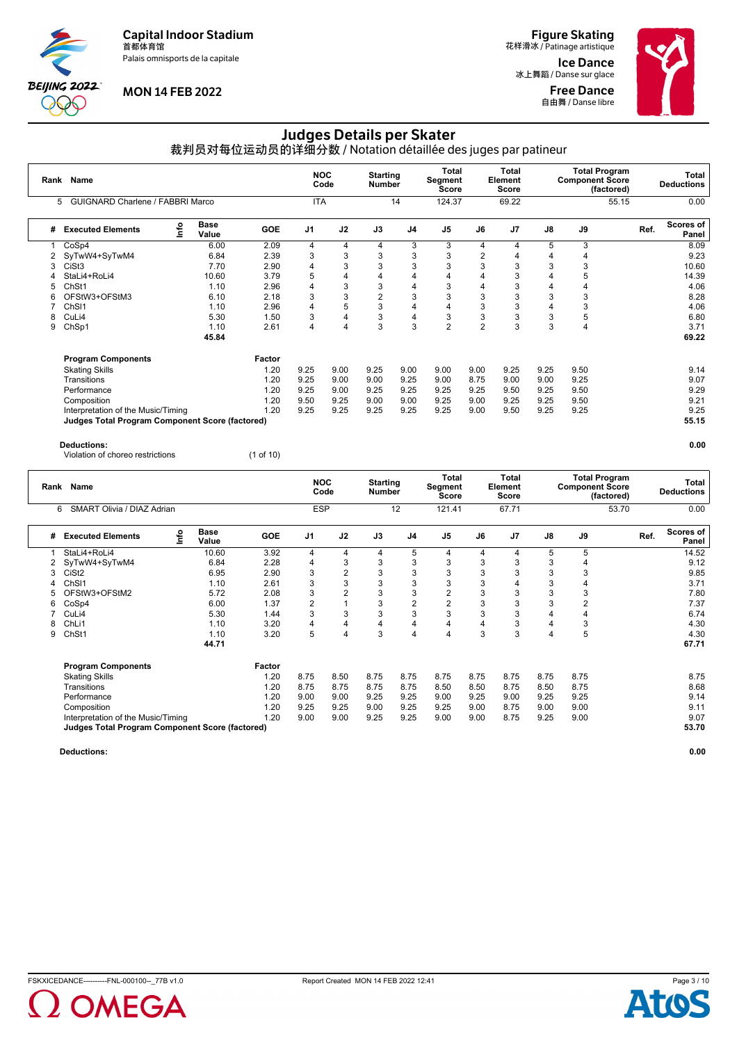# Judges Details per Skater

裁判员对每位运动员的详细分数 / Notation détaillée des juges par patineur

Capital Indoor Stadium
首都体育馆
Palais omnisports de la capitale

MON 14 FEB 2022

Figure Skating
花样滑冰 / Patinage artistique

Ice Dance
冰上舞蹈 / Danse sur glace

Free Dance
自由舞 / Danse libre

| Rank | Name | NOC Code | Starting Number | Total Segment Score | Total Element Score | Total Program Component Score (factored) | Total Deductions |
|---|---|---|---|---|---|---|---|
| 5 | GUIGNARD Charlene / FABBRI Marco | ITA | 14 | 124.37 | 69.22 | 55.15 | 0.00 |

| # | Executed Elements | Info | Base Value | GOE | J1 | J2 | J3 | J4 | J5 | J6 | J7 | J8 | J9 | Ref. | Scores of Panel |
|---|---|---|---|---|---|---|---|---|---|---|---|---|---|---|---|
| 1 | CoSp4 | | 6.00 | 2.09 | 4 | 4 | 4 | 3 | 3 | 4 | 4 | 5 | 3 | | 8.09 |
| 2 | SyTwW4+SyTwM4 | | 6.84 | 2.39 | 3 | 3 | 3 | 3 | 3 | 2 | 4 | 4 | 4 | | 9.23 |
| 3 | CiSt3 | | 7.70 | 2.90 | 4 | 3 | 3 | 3 | 3 | 3 | 3 | 3 | 3 | | 10.60 |
| 4 | StaLi4+RoLi4 | | 10.60 | 3.79 | 5 | 4 | 4 | 4 | 4 | 4 | 3 | 4 | 5 | | 14.39 |
| 5 | ChSt1 | | 1.10 | 2.96 | 4 | 3 | 3 | 4 | 3 | 4 | 3 | 4 | 4 | | 4.06 |
| 6 | OFStW3+OFStM3 | | 6.10 | 2.18 | 3 | 3 | 2 | 3 | 3 | 3 | 3 | 3 | 3 | | 8.28 |
| 7 | ChSl1 | | 1.10 | 2.96 | 4 | 5 | 3 | 4 | 4 | 3 | 3 | 4 | 3 | | 4.06 |
| 8 | CuLi4 | | 5.30 | 1.50 | 3 | 4 | 3 | 4 | 3 | 3 | 3 | 3 | 5 | | 6.80 |
| 9 | ChSp1 | | 1.10 | 2.61 | 4 | 4 | 3 | 3 | 2 | 2 | 3 | 3 | 4 | | 3.71 |
| | | | 45.84 | | | | | | | | | | | | 69.22 |

| Program Components | Factor | J1 | J2 | J3 | J4 | J5 | J6 | J7 | J8 | J9 | | |
|---|---|---|---|---|---|---|---|---|---|---|---|---|
| Skating Skills | 1.20 | 9.25 | 9.00 | 9.25 | 9.00 | 9.00 | 9.00 | 9.25 | 9.25 | 9.50 | | 9.14 |
| Transitions | 1.20 | 9.25 | 9.00 | 9.00 | 9.25 | 9.00 | 8.75 | 9.00 | 9.00 | 9.25 | | 9.07 |
| Performance | 1.20 | 9.25 | 9.00 | 9.25 | 9.25 | 9.25 | 9.25 | 9.50 | 9.25 | 9.50 | | 9.29 |
| Composition | 1.20 | 9.50 | 9.25 | 9.00 | 9.00 | 9.25 | 9.00 | 9.25 | 9.25 | 9.50 | | 9.21 |
| Interpretation of the Music/Timing | 1.20 | 9.25 | 9.25 | 9.25 | 9.25 | 9.25 | 9.00 | 9.50 | 9.25 | 9.25 | | 9.25 |
| **Judges Total Program Component Score (factored)** | | | | | | | | | | | | **55.15** |

**Deductions:** **0.00**

Violation of choreo restrictions (1 of 10)

| Rank | Name | NOC Code | Starting Number | Total Segment Score | Total Element Score | Total Program Component Score (factored) | Total Deductions |
|---|---|---|---|---|---|---|---|
| 6 | SMART Olivia / DIAZ Adrian | ESP | 12 | 121.41 | 67.71 | 53.70 | 0.00 |

| # | Executed Elements | Info | Base Value | GOE | J1 | J2 | J3 | J4 | J5 | J6 | J7 | J8 | J9 | Ref. | Scores of Panel |
|---|---|---|---|---|---|---|---|---|---|---|---|---|---|---|---|
| 1 | StaLi4+RoLi4 | | 10.60 | 3.92 | 4 | 4 | 4 | 5 | 4 | 4 | 4 | 5 | 5 | | 14.52 |
| 2 | SyTwW4+SyTwM4 | | 6.84 | 2.28 | 4 | 3 | 3 | 3 | 3 | 3 | 3 | 3 | 4 | | 9.12 |
| 3 | CiSt2 | | 6.95 | 2.90 | 3 | 2 | 3 | 3 | 3 | 3 | 3 | 3 | 3 | | 9.85 |
| 4 | ChSl1 | | 1.10 | 2.61 | 3 | 3 | 3 | 3 | 3 | 3 | 4 | 3 | 4 | | 3.71 |
| 5 | OFStW3+OFStM2 | | 5.72 | 2.08 | 3 | 2 | 3 | 3 | 2 | 3 | 3 | 3 | 3 | | 7.80 |
| 6 | CoSp4 | | 6.00 | 1.37 | 2 | 1 | 3 | 2 | 2 | 3 | 3 | 3 | 2 | | 7.37 |
| 7 | CuLi4 | | 5.30 | 1.44 | 3 | 3 | 3 | 3 | 3 | 3 | 3 | 4 | 4 | | 6.74 |
| 8 | ChLi1 | | 1.10 | 3.20 | 4 | 4 | 4 | 4 | 4 | 4 | 4 | 4 | 3 | | 4.30 |
| 9 | ChSt1 | | 1.10 | 3.20 | 5 | 4 | 3 | 4 | 4 | 3 | 3 | 4 | 5 | | 4.30 |
| | | | 44.71 | | | | | | | | | | | | 67.71 |

| Program Components | Factor | J1 | J2 | J3 | J4 | J5 | J6 | J7 | J8 | J9 | | |
|---|---|---|---|---|---|---|---|---|---|---|---|---|
| Skating Skills | 1.20 | 8.75 | 8.50 | 8.75 | 8.75 | 8.75 | 8.75 | 8.75 | 8.75 | 8.75 | | 8.75 |
| Transitions | 1.20 | 8.75 | 8.75 | 8.75 | 8.75 | 8.50 | 8.50 | 8.75 | 8.50 | 8.75 | | 8.68 |
| Performance | 1.20 | 9.00 | 9.00 | 9.25 | 9.25 | 9.00 | 9.25 | 9.00 | 9.25 | 9.25 | | 9.14 |
| Composition | 1.20 | 9.25 | 9.25 | 9.00 | 9.25 | 9.25 | 9.00 | 8.75 | 9.00 | 9.00 | | 9.11 |
| Interpretation of the Music/Timing | 1.20 | 9.00 | 9.00 | 9.25 | 9.25 | 9.00 | 9.00 | 8.75 | 9.25 | 9.00 | | 9.07 |
| **Judges Total Program Component Score (factored)** | | | | | | | | | | | | **53.70** |

**Deductions:** **0.00**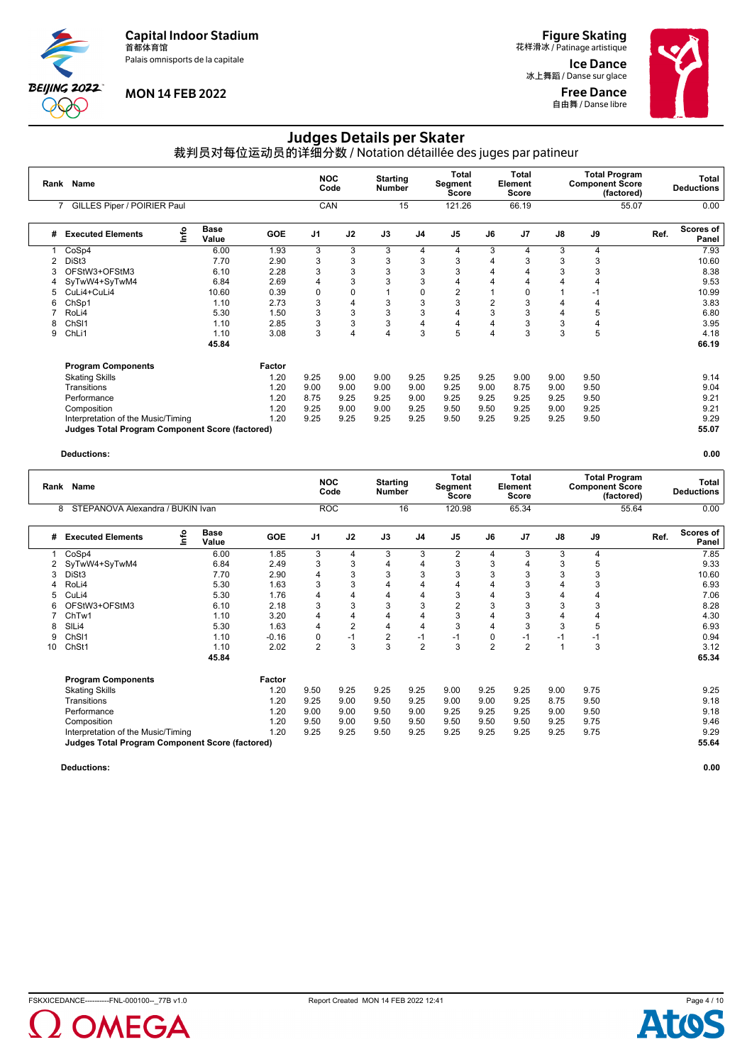Capital Indoor Stadium
首都体育馆
Palais omnisports de la capitale

MON 14 FEB 2022

Figure Skating
花样滑冰 / Patinage artistique

Ice Dance
冰上舞蹈 / Danse sur glace

Free Dance
自由舞 / Danse libre

# Judges Details per Skater

裁判员对每位运动员的详细分数 / Notation détaillée des juges par patineur

| Rank | Name | NOC Code | Starting Number | Total Segment Score | Total Element Score | Total Program Component Score (factored) | Total Deductions |
|---|---|---|---|---|---|---|---|
| 7 | GILLES Piper / POIRIER Paul | CAN | 15 | 121.26 | 66.19 | 55.07 | 0.00 |

| # | Executed Elements | Info | Base Value | GOE | J1 | J2 | J3 | J4 | J5 | J6 | J7 | J8 | J9 | Ref. | Scores of Panel |
|---|---|---|---|---|---|---|---|---|---|---|---|---|---|---|---|
| 1 | CoSp4 | | 6.00 | 1.93 | 3 | 3 | 3 | 4 | 4 | 3 | 4 | 3 | 4 | | 7.93 |
| 2 | DiSt3 | | 7.70 | 2.90 | 3 | 3 | 3 | 3 | 3 | 4 | 3 | 3 | 3 | | 10.60 |
| 3 | OFStW3+OFStM3 | | 6.10 | 2.28 | 3 | 3 | 3 | 3 | 3 | 4 | 4 | 3 | 3 | | 8.38 |
| 4 | SyTwW4+SyTwM4 | | 6.84 | 2.69 | 4 | 3 | 3 | 3 | 4 | 4 | 4 | 4 | 4 | | 9.53 |
| 5 | CuLi4+CuLi4 | | 10.60 | 0.39 | 0 | 0 | 1 | 0 | 2 | 1 | 0 | 1 | -1 | | 10.99 |
| 6 | ChSp1 | | 1.10 | 2.73 | 3 | 4 | 3 | 3 | 3 | 2 | 3 | 4 | 4 | | 3.83 |
| 7 | RoLi4 | | 5.30 | 1.50 | 3 | 3 | 3 | 3 | 4 | 3 | 3 | 4 | 5 | | 6.80 |
| 8 | ChSl1 | | 1.10 | 2.85 | 3 | 3 | 3 | 4 | 4 | 4 | 3 | 3 | 4 | | 3.95 |
| 9 | ChLi1 | | 1.10 | 3.08 | 3 | 4 | 4 | 3 | 5 | 4 | 3 | 3 | 5 | | 4.18 |
| | | | 45.84 | | | | | | | | | | | | 66.19 |

| Program Components | Factor | J1 | J2 | J3 | J4 | J5 | J6 | J7 | J8 | J9 | Scores of Panel |
|---|---|---|---|---|---|---|---|---|---|---|---|
| Skating Skills | 1.20 | 9.25 | 9.00 | 9.00 | 9.25 | 9.25 | 9.25 | 9.00 | 9.00 | 9.50 | 9.14 |
| Transitions | 1.20 | 9.00 | 9.00 | 9.00 | 9.00 | 9.25 | 9.00 | 8.75 | 9.00 | 9.50 | 9.04 |
| Performance | 1.20 | 8.75 | 9.25 | 9.25 | 9.00 | 9.25 | 9.25 | 9.25 | 9.25 | 9.50 | 9.21 |
| Composition | 1.20 | 9.25 | 9.00 | 9.00 | 9.25 | 9.50 | 9.50 | 9.25 | 9.00 | 9.25 | 9.21 |
| Interpretation of the Music/Timing | 1.20 | 9.25 | 9.25 | 9.25 | 9.25 | 9.50 | 9.25 | 9.25 | 9.25 | 9.50 | 9.29 |
| **Judges Total Program Component Score (factored)** | | | | | | | | | | | **55.07** |

**Deductions:** **0.00**

| Rank | Name | NOC Code | Starting Number | Total Segment Score | Total Element Score | Total Program Component Score (factored) | Total Deductions |
|---|---|---|---|---|---|---|---|
| 8 | STEPANOVA Alexandra / BUKIN Ivan | ROC | 16 | 120.98 | 65.34 | 55.64 | 0.00 |

| # | Executed Elements | Info | Base Value | GOE | J1 | J2 | J3 | J4 | J5 | J6 | J7 | J8 | J9 | Ref. | Scores of Panel |
|---|---|---|---|---|---|---|---|---|---|---|---|---|---|---|---|
| 1 | CoSp4 | | 6.00 | 1.85 | 3 | 4 | 3 | 3 | 2 | 4 | 3 | 3 | 4 | | 7.85 |
| 2 | SyTwW4+SyTwM4 | | 6.84 | 2.49 | 3 | 3 | 4 | 4 | 3 | 3 | 4 | 3 | 5 | | 9.33 |
| 3 | DiSt3 | | 7.70 | 2.90 | 4 | 3 | 3 | 3 | 3 | 3 | 3 | 3 | 3 | | 10.60 |
| 4 | RoLi4 | | 5.30 | 1.63 | 3 | 3 | 4 | 4 | 4 | 4 | 3 | 4 | 3 | | 6.93 |
| 5 | CuLi4 | | 5.30 | 1.76 | 4 | 4 | 4 | 4 | 3 | 4 | 3 | 4 | 4 | | 7.06 |
| 6 | OFStW3+OFStM3 | | 6.10 | 2.18 | 3 | 3 | 3 | 3 | 2 | 3 | 3 | 3 | 3 | | 8.28 |
| 7 | ChTw1 | | 1.10 | 3.20 | 4 | 4 | 4 | 4 | 3 | 4 | 3 | 4 | 4 | | 4.30 |
| 8 | SlLi4 | | 5.30 | 1.63 | 4 | 2 | 4 | 4 | 3 | 4 | 3 | 3 | 5 | | 6.93 |
| 9 | ChSl1 | | 1.10 | -0.16 | 0 | -1 | 2 | -1 | -1 | 0 | -1 | -1 | -1 | | 0.94 |
| 10 | ChSt1 | | 1.10 | 2.02 | 2 | 3 | 3 | 2 | 3 | 2 | 2 | 1 | 3 | | 3.12 |
| | | | 45.84 | | | | | | | | | | | | 65.34 |

| Program Components | Factor | J1 | J2 | J3 | J4 | J5 | J6 | J7 | J8 | J9 | Scores of Panel |
|---|---|---|---|---|---|---|---|---|---|---|---|
| Skating Skills | 1.20 | 9.50 | 9.25 | 9.25 | 9.25 | 9.00 | 9.25 | 9.25 | 9.00 | 9.75 | 9.25 |
| Transitions | 1.20 | 9.25 | 9.00 | 9.50 | 9.25 | 9.00 | 9.00 | 9.25 | 8.75 | 9.50 | 9.18 |
| Performance | 1.20 | 9.00 | 9.00 | 9.50 | 9.00 | 9.25 | 9.25 | 9.25 | 9.00 | 9.50 | 9.18 |
| Composition | 1.20 | 9.50 | 9.00 | 9.50 | 9.50 | 9.50 | 9.50 | 9.50 | 9.25 | 9.75 | 9.46 |
| Interpretation of the Music/Timing | 1.20 | 9.25 | 9.25 | 9.50 | 9.25 | 9.25 | 9.25 | 9.25 | 9.25 | 9.75 | 9.29 |
| **Judges Total Program Component Score (factored)** | | | | | | | | | | | **55.64** |

**Deductions:** **0.00**

FSKXICEDANCE----------FNL-000100--_77B v1.0    Report Created MON 14 FEB 2022 12:41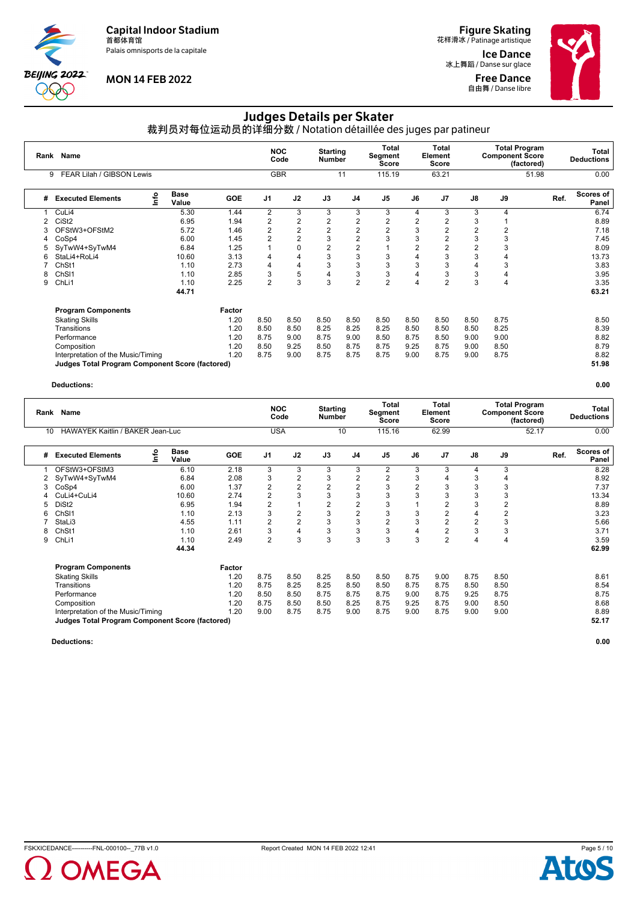Capital Indoor Stadium
首都体育馆
Palais omnisports de la capitale

MON 14 FEB 2022

Figure Skating
花样滑冰 / Patinage artistique

Ice Dance
冰上舞蹈 / Danse sur glace

Free Dance
自由舞 / Danse libre

# Judges Details per Skater
## 裁判员对每位运动员的详细分数 / Notation détaillée des juges par patineur

| Rank | Name | NOC Code | Starting Number | Total Segment Score | Total Element Score | Total Program Component Score (factored) | Total Deductions |
|---|---|---|---|---|---|---|---|
| 9 | FEAR Lilah / GIBSON Lewis | GBR | 11 | 115.19 | 63.21 | 51.98 | 0.00 |

| # | Executed Elements | Info | Base Value | GOE | J1 | J2 | J3 | J4 | J5 | J6 | J7 | J8 | J9 | Ref. | Scores of Panel |
|---|---|---|---|---|---|---|---|---|---|---|---|---|---|---|---|
| 1 | CuLi4 | | 5.30 | 1.44 | 2 | 3 | 3 | 3 | 3 | 4 | 3 | 3 | 4 | | 6.74 |
| 2 | CiSt2 | | 6.95 | 1.94 | 2 | 2 | 2 | 2 | 2 | 2 | 2 | 3 | 1 | | 8.89 |
| 3 | OFStW3+OFStM2 | | 5.72 | 1.46 | 2 | 2 | 2 | 2 | 2 | 3 | 2 | 2 | 2 | | 7.18 |
| 4 | CoSp4 | | 6.00 | 1.45 | 2 | 2 | 3 | 2 | 3 | 3 | 2 | 3 | 3 | | 7.45 |
| 5 | SyTwW4+SyTwM4 | | 6.84 | 1.25 | 1 | 0 | 2 | 2 | 1 | 2 | 2 | 2 | 3 | | 8.09 |
| 6 | StaLi4+RoLi4 | | 10.60 | 3.13 | 4 | 4 | 3 | 3 | 3 | 4 | 3 | 3 | 4 | | 13.73 |
| 7 | ChSt1 | | 1.10 | 2.73 | 4 | 4 | 3 | 3 | 3 | 3 | 3 | 4 | 3 | | 3.83 |
| 8 | ChSl1 | | 1.10 | 2.85 | 3 | 5 | 4 | 3 | 3 | 4 | 3 | 3 | 4 | | 3.95 |
| 9 | ChLi1 | | 1.10 | 2.25 | 2 | 3 | 3 | 2 | 2 | 4 | 2 | 3 | 4 | | 3.35 |
| | | | 44.71 | | | | | | | | | | | | 63.21 |

| Program Components | Factor | J1 | J2 | J3 | J4 | J5 | J6 | J7 | J8 | J9 | Scores of Panel |
|---|---|---|---|---|---|---|---|---|---|---|---|
| Skating Skills | 1.20 | 8.50 | 8.50 | 8.50 | 8.50 | 8.50 | 8.50 | 8.50 | 8.50 | 8.75 | 8.50 |
| Transitions | 1.20 | 8.50 | 8.50 | 8.25 | 8.25 | 8.25 | 8.50 | 8.50 | 8.50 | 8.25 | 8.39 |
| Performance | 1.20 | 8.75 | 9.00 | 8.75 | 9.00 | 8.50 | 8.75 | 8.50 | 9.00 | 9.00 | 8.82 |
| Composition | 1.20 | 8.50 | 9.25 | 8.50 | 8.75 | 8.75 | 9.25 | 8.75 | 9.00 | 8.50 | 8.79 |
| Interpretation of the Music/Timing | 1.20 | 8.75 | 9.00 | 8.75 | 8.75 | 8.75 | 9.00 | 8.75 | 9.00 | 8.75 | 8.82 |
| **Judges Total Program Component Score (factored)** | | | | | | | | | | | **51.98** |

**Deductions:** **0.00**

| Rank | Name | NOC Code | Starting Number | Total Segment Score | Total Element Score | Total Program Component Score (factored) | Total Deductions |
|---|---|---|---|---|---|---|---|
| 10 | HAWAYEK Kaitlin / BAKER Jean-Luc | USA | 10 | 115.16 | 62.99 | 52.17 | 0.00 |

| # | Executed Elements | Info | Base Value | GOE | J1 | J2 | J3 | J4 | J5 | J6 | J7 | J8 | J9 | Ref. | Scores of Panel |
|---|---|---|---|---|---|---|---|---|---|---|---|---|---|---|---|
| 1 | OFStW3+OFStM3 | | 6.10 | 2.18 | 3 | 3 | 3 | 3 | 2 | 3 | 3 | 4 | 3 | | 8.28 |
| 2 | SyTwW4+SyTwM4 | | 6.84 | 2.08 | 3 | 2 | 3 | 2 | 2 | 3 | 4 | 3 | 4 | | 8.92 |
| 3 | CoSp4 | | 6.00 | 1.37 | 2 | 2 | 2 | 2 | 3 | 2 | 3 | 3 | 3 | | 7.37 |
| 4 | CuLi4+CuLi4 | | 10.60 | 2.74 | 2 | 3 | 3 | 3 | 3 | 3 | 3 | 3 | 3 | | 13.34 |
| 5 | DiSt2 | | 6.95 | 1.94 | 2 | 1 | 2 | 2 | 3 | 1 | 2 | 3 | 2 | | 8.89 |
| 6 | ChSl1 | | 1.10 | 2.13 | 3 | 2 | 3 | 2 | 3 | 3 | 2 | 4 | 2 | | 3.23 |
| 7 | StaLi3 | | 4.55 | 1.11 | 2 | 2 | 3 | 3 | 2 | 3 | 2 | 2 | 3 | | 5.66 |
| 8 | ChSt1 | | 1.10 | 2.61 | 3 | 4 | 3 | 3 | 3 | 4 | 2 | 3 | 3 | | 3.71 |
| 9 | ChLi1 | | 1.10 | 2.49 | 2 | 3 | 3 | 3 | 3 | 3 | 2 | 4 | 4 | | 3.59 |
| | | | 44.34 | | | | | | | | | | | | 62.99 |

| Program Components | Factor | J1 | J2 | J3 | J4 | J5 | J6 | J7 | J8 | J9 | Scores of Panel |
|---|---|---|---|---|---|---|---|---|---|---|---|
| Skating Skills | 1.20 | 8.75 | 8.50 | 8.25 | 8.50 | 8.50 | 8.75 | 9.00 | 8.75 | 8.50 | 8.61 |
| Transitions | 1.20 | 8.75 | 8.25 | 8.25 | 8.50 | 8.50 | 8.75 | 8.75 | 8.50 | 8.50 | 8.54 |
| Performance | 1.20 | 8.50 | 8.50 | 8.75 | 8.75 | 8.75 | 9.00 | 8.75 | 9.25 | 8.75 | 8.75 |
| Composition | 1.20 | 8.75 | 8.50 | 8.50 | 8.25 | 8.75 | 9.25 | 8.75 | 9.00 | 8.50 | 8.68 |
| Interpretation of the Music/Timing | 1.20 | 9.00 | 8.75 | 8.75 | 9.00 | 8.75 | 9.00 | 8.75 | 9.00 | 9.00 | 8.89 |
| **Judges Total Program Component Score (factored)** | | | | | | | | | | | **52.17** |

**Deductions:** **0.00**

FSKXICEDANCE----------FNL-000100--_77B v1.0    Report Created MON 14 FEB 2022 12:41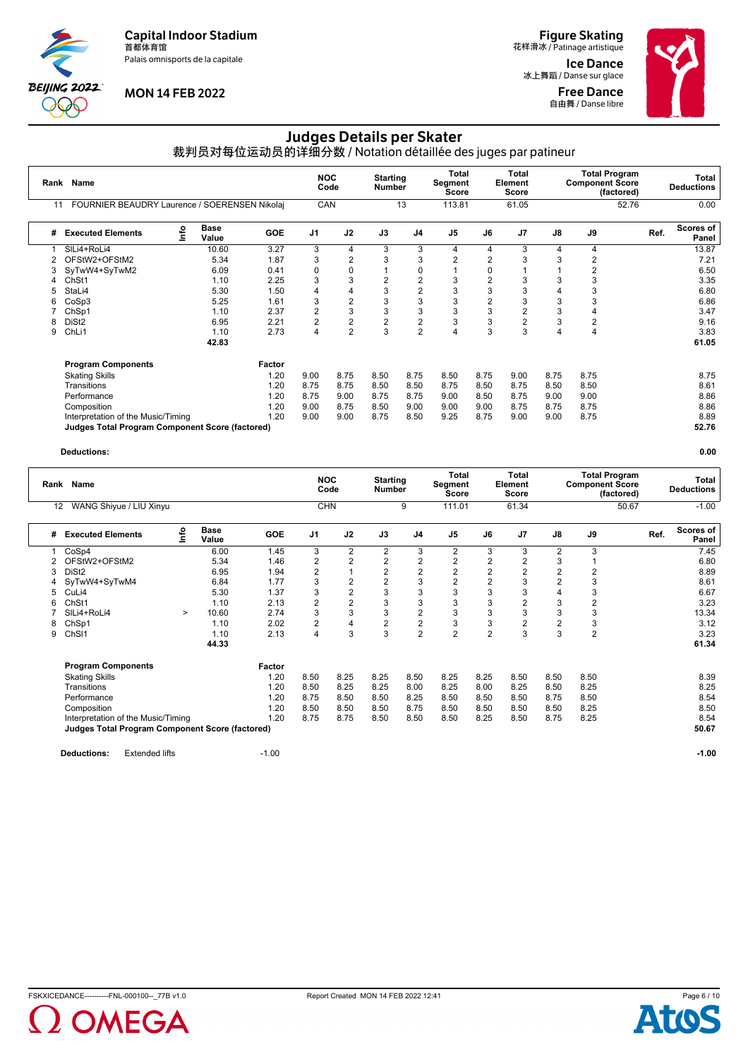Capital Indoor Stadium
首都体育馆
Palais omnisports de la capitale

MON 14 FEB 2022

Figure Skating
花样滑冰 / Patinage artistique

Ice Dance
冰上舞蹈 / Danse sur glace

Free Dance
自由舞 / Danse libre

# Judges Details per Skater

裁判员对每位运动员的详细分数 / Notation détaillée des juges par patineur

| Rank | Name | NOC Code | Starting Number | Total Segment Score | Total Element Score | Total Program Component Score (factored) | Total Deductions |
|---|---|---|---|---|---|---|---|
| 11 | FOURNIER BEAUDRY Laurence / SOERENSEN Nikolaj | CAN | 13 | 113.81 | 61.05 | 52.76 | 0.00 |

| # | Executed Elements | Info | Base Value | GOE | J1 | J2 | J3 | J4 | J5 | J6 | J7 | J8 | J9 | Ref. | Scores of Panel |
|---|---|---|---|---|---|---|---|---|---|---|---|---|---|---|---|
| 1 | SlLi4+RoLi4 | | 10.60 | 3.27 | 3 | 4 | 3 | 3 | 4 | 4 | 3 | 4 | 4 | | 13.87 |
| 2 | OFStW2+OFStM2 | | 5.34 | 1.87 | 3 | 2 | 3 | 3 | 2 | 2 | 3 | 3 | 2 | | 7.21 |
| 3 | SyTwW4+SyTwM2 | | 6.09 | 0.41 | 0 | 0 | 1 | 0 | 1 | 0 | 1 | 1 | 2 | | 6.50 |
| 4 | ChSt1 | | 1.10 | 2.25 | 3 | 3 | 2 | 2 | 3 | 2 | 3 | 3 | 3 | | 3.35 |
| 5 | StaLi4 | | 5.30 | 1.50 | 4 | 4 | 3 | 2 | 3 | 3 | 3 | 4 | 3 | | 6.80 |
| 6 | CoSp3 | | 5.25 | 1.61 | 3 | 2 | 3 | 3 | 3 | 2 | 3 | 3 | 3 | | 6.86 |
| 7 | ChSp1 | | 1.10 | 2.37 | 2 | 3 | 3 | 3 | 3 | 3 | 2 | 3 | 4 | | 3.47 |
| 8 | DiSt2 | | 6.95 | 2.21 | 2 | 2 | 2 | 2 | 3 | 3 | 2 | 3 | 2 | | 9.16 |
| 9 | ChLi1 | | 1.10 | 2.73 | 4 | 2 | 3 | 2 | 4 | 3 | 3 | 4 | 4 | | 3.83 |
| | | | 42.83 | | | | | | | | | | | | 61.05 |

| Program Components | Factor | J1 | J2 | J3 | J4 | J5 | J6 | J7 | J8 | J9 | Scores of Panel |
|---|---|---|---|---|---|---|---|---|---|---|---|
| Skating Skills | 1.20 | 9.00 | 8.75 | 8.50 | 8.75 | 8.50 | 8.75 | 9.00 | 8.75 | 8.75 | 8.75 |
| Transitions | 1.20 | 8.75 | 8.75 | 8.50 | 8.50 | 8.75 | 8.50 | 8.75 | 8.50 | 8.50 | 8.61 |
| Performance | 1.20 | 8.75 | 9.00 | 8.75 | 8.75 | 9.00 | 8.50 | 8.75 | 9.00 | 9.00 | 8.86 |
| Composition | 1.20 | 9.00 | 8.75 | 8.50 | 9.00 | 9.00 | 9.00 | 8.75 | 8.75 | 8.75 | 8.86 |
| Interpretation of the Music/Timing | 1.20 | 9.00 | 9.00 | 8.75 | 8.50 | 9.25 | 8.75 | 9.00 | 9.00 | 8.75 | 8.89 |
| **Judges Total Program Component Score (factored)** | | | | | | | | | | | **52.76** |

**Deductions:** **0.00**

| Rank | Name | NOC Code | Starting Number | Total Segment Score | Total Element Score | Total Program Component Score (factored) | Total Deductions |
|---|---|---|---|---|---|---|---|
| 12 | WANG Shiyue / LIU Xinyu | CHN | 9 | 111.01 | 61.34 | 50.67 | -1.00 |

| # | Executed Elements | Info | Base Value | GOE | J1 | J2 | J3 | J4 | J5 | J6 | J7 | J8 | J9 | Ref. | Scores of Panel |
|---|---|---|---|---|---|---|---|---|---|---|---|---|---|---|---|
| 1 | CoSp4 | | 6.00 | 1.45 | 3 | 2 | 2 | 3 | 2 | 3 | 3 | 2 | 3 | | 7.45 |
| 2 | OFStW2+OFStM2 | | 5.34 | 1.46 | 2 | 2 | 2 | 2 | 2 | 2 | 2 | 3 | 1 | | 6.80 |
| 3 | DiSt2 | | 6.95 | 1.94 | 2 | 1 | 2 | 2 | 2 | 2 | 2 | 2 | 2 | | 8.89 |
| 4 | SyTwW4+SyTwM4 | | 6.84 | 1.77 | 3 | 2 | 2 | 3 | 2 | 2 | 3 | 2 | 3 | | 8.61 |
| 5 | CuLi4 | | 5.30 | 1.37 | 3 | 2 | 3 | 3 | 3 | 3 | 3 | 4 | 3 | | 6.67 |
| 6 | ChSt1 | | 1.10 | 2.13 | 2 | 2 | 3 | 3 | 3 | 3 | 2 | 3 | 2 | | 3.23 |
| 7 | SlLi4+RoLi4 | > | 10.60 | 2.74 | 3 | 3 | 3 | 2 | 3 | 3 | 3 | 3 | 3 | | 13.34 |
| 8 | ChSp1 | | 1.10 | 2.02 | 2 | 4 | 2 | 2 | 3 | 3 | 2 | 2 | 3 | | 3.12 |
| 9 | ChSl1 | | 1.10 | 2.13 | 4 | 3 | 3 | 2 | 2 | 2 | 3 | 3 | 2 | | 3.23 |
| | | | 44.33 | | | | | | | | | | | | 61.34 |

| Program Components | Factor | J1 | J2 | J3 | J4 | J5 | J6 | J7 | J8 | J9 | Scores of Panel |
|---|---|---|---|---|---|---|---|---|---|---|---|
| Skating Skills | 1.20 | 8.50 | 8.25 | 8.25 | 8.50 | 8.25 | 8.25 | 8.50 | 8.50 | 8.50 | 8.39 |
| Transitions | 1.20 | 8.50 | 8.25 | 8.25 | 8.00 | 8.25 | 8.00 | 8.25 | 8.50 | 8.25 | 8.25 |
| Performance | 1.20 | 8.75 | 8.50 | 8.50 | 8.25 | 8.50 | 8.50 | 8.50 | 8.75 | 8.50 | 8.54 |
| Composition | 1.20 | 8.50 | 8.50 | 8.50 | 8.75 | 8.50 | 8.50 | 8.50 | 8.50 | 8.25 | 8.50 |
| Interpretation of the Music/Timing | 1.20 | 8.75 | 8.75 | 8.50 | 8.50 | 8.50 | 8.25 | 8.50 | 8.75 | 8.25 | 8.54 |
| **Judges Total Program Component Score (factored)** | | | | | | | | | | | **50.67** |

**Deductions:** Extended lifts -1.00 **-1.00**

FSKXICEDANCE----------FNL-000100--_77B v1.0 Report Created MON 14 FEB 2022 12:41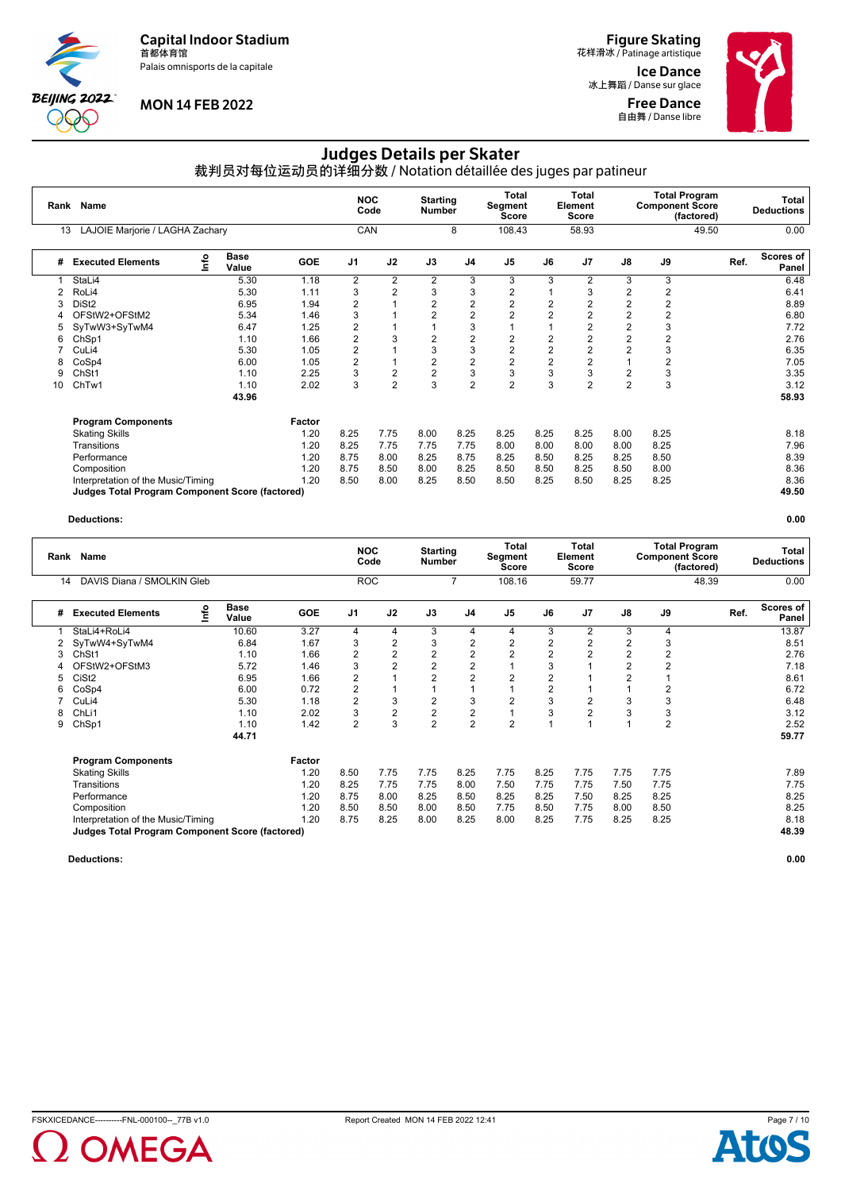Capital Indoor Stadium
首都体育馆
Palais omnisports de la capitale

MON 14 FEB 2022

Figure Skating
花样滑冰 / Patinage artistique

Ice Dance
冰上舞蹈 / Danse sur glace

Free Dance
自由舞 / Danse libre

# Judges Details per Skater

裁判员对每位运动员的详细分数 / Notation détaillée des juges par patineur

| Rank | Name | NOC Code | Starting Number | Total Segment Score | Total Element Score | Total Program Component Score (factored) | Total Deductions |
|---|---|---|---|---|---|---|---|
| 13 | LAJOIE Marjorie / LAGHA Zachary | CAN | 8 | 108.43 | 58.93 | 49.50 | 0.00 |

| # | Executed Elements | Info | Base Value | GOE | J1 | J2 | J3 | J4 | J5 | J6 | J7 | J8 | J9 | Ref. | Scores of Panel |
|---|---|---|---|---|---|---|---|---|---|---|---|---|---|---|---|
| 1 | StaLi4 | | 5.30 | 1.18 | 2 | 2 | 2 | 3 | 3 | 3 | 2 | 3 | 3 | | 6.48 |
| 2 | RoLi4 | | 5.30 | 1.11 | 3 | 2 | 3 | 3 | 2 | 1 | 3 | 2 | 2 | | 6.41 |
| 3 | DiSt2 | | 6.95 | 1.94 | 2 | 1 | 2 | 2 | 2 | 2 | 2 | 2 | 2 | | 8.89 |
| 4 | OFStW2+OFStM2 | | 5.34 | 1.46 | 3 | 1 | 2 | 2 | 2 | 2 | 2 | 2 | 2 | | 6.80 |
| 5 | SyTwW3+SyTwM4 | | 6.47 | 1.25 | 2 | 1 | 1 | 3 | 1 | 1 | 2 | 2 | 3 | | 7.72 |
| 6 | ChSp1 | | 1.10 | 1.66 | 2 | 3 | 2 | 2 | 2 | 2 | 2 | 2 | 2 | | 2.76 |
| 7 | CuLi4 | | 5.30 | 1.05 | 2 | 1 | 3 | 3 | 2 | 2 | 2 | 2 | 3 | | 6.35 |
| 8 | CoSp4 | | 6.00 | 1.05 | 2 | 1 | 2 | 2 | 2 | 2 | 2 | 1 | 2 | | 7.05 |
| 9 | ChSt1 | | 1.10 | 2.25 | 3 | 2 | 2 | 3 | 3 | 3 | 3 | 2 | 3 | | 3.35 |
| 10 | ChTw1 | | 1.10 | 2.02 | 3 | 2 | 3 | 2 | 2 | 3 | 2 | 2 | 3 | | 3.12 |
| | | | 43.96 | | | | | | | | | | | | 58.93 |

| Program Components | Factor | J1 | J2 | J3 | J4 | J5 | J6 | J7 | J8 | J9 | Scores of Panel |
|---|---|---|---|---|---|---|---|---|---|---|---|
| Skating Skills | 1.20 | 8.25 | 7.75 | 8.00 | 8.25 | 8.25 | 8.25 | 8.25 | 8.00 | 8.25 | 8.18 |
| Transitions | 1.20 | 8.25 | 7.75 | 7.75 | 7.75 | 8.00 | 8.00 | 8.00 | 8.00 | 8.25 | 7.96 |
| Performance | 1.20 | 8.75 | 8.00 | 8.25 | 8.75 | 8.25 | 8.50 | 8.25 | 8.25 | 8.50 | 8.39 |
| Composition | 1.20 | 8.75 | 8.50 | 8.00 | 8.25 | 8.50 | 8.50 | 8.25 | 8.50 | 8.00 | 8.36 |
| Interpretation of the Music/Timing | 1.20 | 8.50 | 8.00 | 8.25 | 8.50 | 8.50 | 8.25 | 8.50 | 8.25 | 8.25 | 8.36 |
| **Judges Total Program Component Score (factored)** | | | | | | | | | | | **49.50** |

**Deductions:** **0.00**

| Rank | Name | NOC Code | Starting Number | Total Segment Score | Total Element Score | Total Program Component Score (factored) | Total Deductions |
|---|---|---|---|---|---|---|---|
| 14 | DAVIS Diana / SMOLKIN Gleb | ROC | 7 | 108.16 | 59.77 | 48.39 | 0.00 |

| # | Executed Elements | Info | Base Value | GOE | J1 | J2 | J3 | J4 | J5 | J6 | J7 | J8 | J9 | Ref. | Scores of Panel |
|---|---|---|---|---|---|---|---|---|---|---|---|---|---|---|---|
| 1 | StaLi4+RoLi4 | | 10.60 | 3.27 | 4 | 4 | 3 | 4 | 4 | 3 | 2 | 3 | 4 | | 13.87 |
| 2 | SyTwW4+SyTwM4 | | 6.84 | 1.67 | 3 | 2 | 3 | 2 | 2 | 2 | 2 | 2 | 3 | | 8.51 |
| 3 | ChSt1 | | 1.10 | 1.66 | 2 | 2 | 2 | 2 | 2 | 2 | 2 | 2 | 2 | | 2.76 |
| 4 | OFStW2+OFStM3 | | 5.72 | 1.46 | 3 | 2 | 2 | 2 | 1 | 3 | 1 | 2 | 2 | | 7.18 |
| 5 | CiSt2 | | 6.95 | 1.66 | 2 | 1 | 2 | 2 | 2 | 2 | 1 | 2 | 1 | | 8.61 |
| 6 | CoSp4 | | 6.00 | 0.72 | 2 | 1 | 1 | 1 | 1 | 2 | 1 | 1 | 2 | | 6.72 |
| 7 | CuLi4 | | 5.30 | 1.18 | 2 | 3 | 2 | 3 | 2 | 3 | 2 | 3 | 3 | | 6.48 |
| 8 | ChLi1 | | 1.10 | 2.02 | 3 | 2 | 2 | 2 | 1 | 3 | 2 | 3 | 3 | | 3.12 |
| 9 | ChSp1 | | 1.10 | 1.42 | 2 | 3 | 2 | 2 | 2 | 1 | 1 | 1 | 2 | | 2.52 |
| | | | 44.71 | | | | | | | | | | | | 59.77 |

| Program Components | Factor | J1 | J2 | J3 | J4 | J5 | J6 | J7 | J8 | J9 | Scores of Panel |
|---|---|---|---|---|---|---|---|---|---|---|---|
| Skating Skills | 1.20 | 8.50 | 7.75 | 7.75 | 8.25 | 7.75 | 8.25 | 7.75 | 7.75 | 7.75 | 7.89 |
| Transitions | 1.20 | 8.25 | 7.75 | 7.75 | 8.00 | 7.50 | 7.75 | 7.75 | 7.50 | 7.75 | 7.75 |
| Performance | 1.20 | 8.75 | 8.00 | 8.25 | 8.50 | 8.25 | 8.25 | 7.50 | 8.25 | 8.25 | 8.25 |
| Composition | 1.20 | 8.50 | 8.50 | 8.00 | 8.50 | 7.75 | 8.50 | 7.75 | 8.00 | 8.50 | 8.25 |
| Interpretation of the Music/Timing | 1.20 | 8.75 | 8.25 | 8.00 | 8.25 | 8.00 | 8.25 | 7.75 | 8.25 | 8.25 | 8.18 |
| **Judges Total Program Component Score (factored)** | | | | | | | | | | | **48.39** |

**Deductions:** **0.00**

FSKXICEDANCE----------FNL-000100--_77B v1.0 Report Created MON 14 FEB 2022 12:41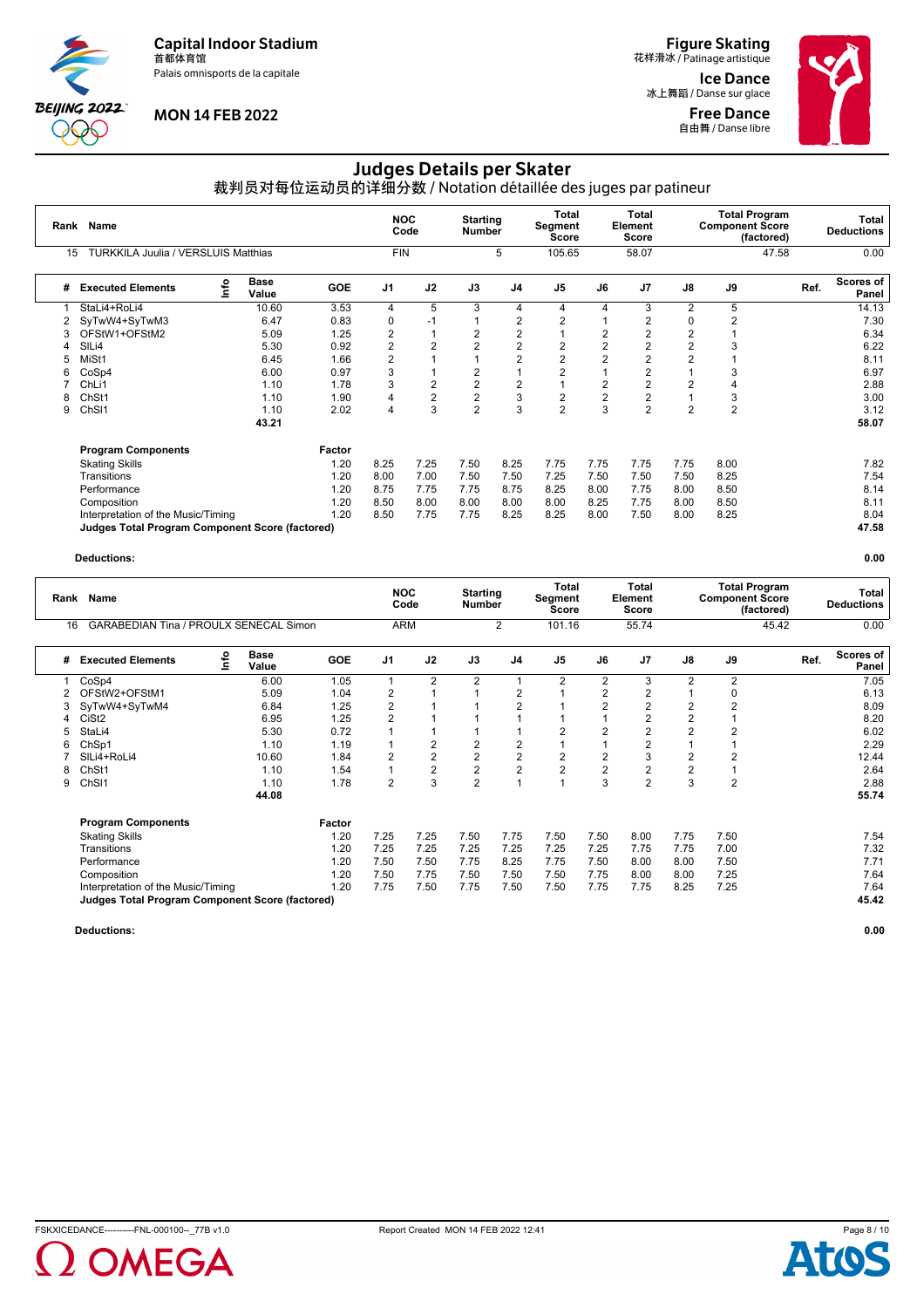Capital Indoor Stadium
首都体育馆
Palais omnisports de la capitale

MON 14 FEB 2022

Figure Skating
花样滑冰 / Patinage artistique

Ice Dance
冰上舞蹈 / Danse sur glace

Free Dance
自由舞 / Danse libre

# Judges Details per Skater

裁判员对每位运动员的详细分数 / Notation détaillée des juges par patineur

| Rank | Name | NOC Code | Starting Number | Total Segment Score | Total Element Score | Total Program Component Score (factored) | Total Deductions |
|---|---|---|---|---|---|---|---|
| 15 | TURKKILA Juulia / VERSLUIS Matthias | FIN | 5 | 105.65 | 58.07 | 47.58 | 0.00 |

| # | Executed Elements | Info | Base Value | GOE | J1 | J2 | J3 | J4 | J5 | J6 | J7 | J8 | J9 | Ref. | Scores of Panel |
|---|---|---|---|---|---|---|---|---|---|---|---|---|---|---|---|
| 1 | StaLi4+RoLi4 | | 10.60 | 3.53 | 4 | 5 | 3 | 4 | 4 | 4 | 3 | 2 | 5 | | 14.13 |
| 2 | SyTwW4+SyTwM3 | | 6.47 | 0.83 | 0 | -1 | 1 | 2 | 2 | 1 | 2 | 0 | 2 | | 7.30 |
| 3 | OFStW1+OFStM2 | | 5.09 | 1.25 | 2 | 1 | 2 | 2 | 1 | 2 | 2 | 2 | 1 | | 6.34 |
| 4 | SlLi4 | | 5.30 | 0.92 | 2 | 2 | 2 | 2 | 2 | 2 | 2 | 2 | 3 | | 6.22 |
| 5 | MiSt1 | | 6.45 | 1.66 | 2 | 1 | 1 | 2 | 2 | 2 | 2 | 2 | 1 | | 8.11 |
| 6 | CoSp4 | | 6.00 | 0.97 | 3 | 1 | 2 | 1 | 2 | 1 | 2 | 1 | 3 | | 6.97 |
| 7 | ChLi1 | | 1.10 | 1.78 | 3 | 2 | 2 | 2 | 1 | 2 | 2 | 2 | 4 | | 2.88 |
| 8 | ChSt1 | | 1.10 | 1.90 | 4 | 2 | 2 | 3 | 2 | 2 | 2 | 1 | 3 | | 3.00 |
| 9 | ChSl1 | | 1.10 | 2.02 | 4 | 3 | 2 | 3 | 2 | 3 | 2 | 2 | 2 | | 3.12 |
| | | | 43.21 | | | | | | | | | | | | 58.07 |

| Program Components | Factor | J1 | J2 | J3 | J4 | J5 | J6 | J7 | J8 | J9 | Scores of Panel |
|---|---|---|---|---|---|---|---|---|---|---|---|
| Skating Skills | 1.20 | 8.25 | 7.25 | 7.50 | 8.25 | 7.75 | 7.75 | 7.75 | 7.75 | 8.00 | 7.82 |
| Transitions | 1.20 | 8.00 | 7.00 | 7.50 | 7.50 | 7.25 | 7.50 | 7.50 | 7.50 | 8.25 | 7.54 |
| Performance | 1.20 | 8.75 | 7.75 | 7.75 | 8.75 | 8.25 | 8.00 | 7.75 | 8.00 | 8.50 | 8.14 |
| Composition | 1.20 | 8.50 | 8.00 | 8.00 | 8.00 | 8.00 | 8.25 | 7.75 | 8.00 | 8.50 | 8.11 |
| Interpretation of the Music/Timing | 1.20 | 8.50 | 7.75 | 7.75 | 8.25 | 8.25 | 8.00 | 7.50 | 8.00 | 8.25 | 8.04 |
| **Judges Total Program Component Score (factored)** | | | | | | | | | | | **47.58** |

**Deductions:** **0.00**

| Rank | Name | NOC Code | Starting Number | Total Segment Score | Total Element Score | Total Program Component Score (factored) | Total Deductions |
|---|---|---|---|---|---|---|---|
| 16 | GARABEDIAN Tina / PROULX SENECAL Simon | ARM | 2 | 101.16 | 55.74 | 45.42 | 0.00 |

| # | Executed Elements | Info | Base Value | GOE | J1 | J2 | J3 | J4 | J5 | J6 | J7 | J8 | J9 | Ref. | Scores of Panel |
|---|---|---|---|---|---|---|---|---|---|---|---|---|---|---|---|
| 1 | CoSp4 | | 6.00 | 1.05 | 1 | 2 | 2 | 1 | 2 | 2 | 3 | 2 | 2 | | 7.05 |
| 2 | OFStW2+OFStM1 | | 5.09 | 1.04 | 2 | 1 | 1 | 2 | 1 | 2 | 2 | 1 | 0 | | 6.13 |
| 3 | SyTwW4+SyTwM4 | | 6.84 | 1.25 | 2 | 1 | 1 | 2 | 1 | 2 | 2 | 2 | 2 | | 8.09 |
| 4 | CiSt2 | | 6.95 | 1.25 | 2 | 1 | 1 | 1 | 1 | 1 | 2 | 2 | 1 | | 8.20 |
| 5 | StaLi4 | | 5.30 | 0.72 | 1 | 1 | 1 | 1 | 2 | 2 | 2 | 2 | 2 | | 6.02 |
| 6 | ChSp1 | | 1.10 | 1.19 | 1 | 2 | 2 | 2 | 1 | 1 | 2 | 1 | 1 | | 2.29 |
| 7 | SlLi4+RoLi4 | | 10.60 | 1.84 | 2 | 2 | 2 | 2 | 2 | 2 | 3 | 2 | 2 | | 12.44 |
| 8 | ChSt1 | | 1.10 | 1.54 | 1 | 2 | 2 | 2 | 2 | 2 | 2 | 2 | 1 | | 2.64 |
| 9 | ChSl1 | | 1.10 | 1.78 | 2 | 3 | 2 | 1 | 1 | 3 | 2 | 3 | 2 | | 2.88 |
| | | | 44.08 | | | | | | | | | | | | 55.74 |

| Program Components | Factor | J1 | J2 | J3 | J4 | J5 | J6 | J7 | J8 | J9 | Scores of Panel |
|---|---|---|---|---|---|---|---|---|---|---|---|
| Skating Skills | 1.20 | 7.25 | 7.25 | 7.50 | 7.75 | 7.50 | 7.50 | 8.00 | 7.75 | 7.50 | 7.54 |
| Transitions | 1.20 | 7.25 | 7.25 | 7.25 | 7.25 | 7.25 | 7.25 | 7.75 | 7.75 | 7.00 | 7.32 |
| Performance | 1.20 | 7.50 | 7.50 | 7.75 | 8.25 | 7.75 | 7.50 | 8.00 | 8.00 | 7.50 | 7.71 |
| Composition | 1.20 | 7.50 | 7.75 | 7.50 | 7.50 | 7.50 | 7.75 | 8.00 | 8.00 | 7.25 | 7.64 |
| Interpretation of the Music/Timing | 1.20 | 7.75 | 7.50 | 7.75 | 7.50 | 7.50 | 7.75 | 7.75 | 8.25 | 7.25 | 7.64 |
| **Judges Total Program Component Score (factored)** | | | | | | | | | | | **45.42** |

**Deductions:** **0.00**

FSKXICEDANCE----------FNL-000100--_77B v1.0 Report Created MON 14 FEB 2022 12:41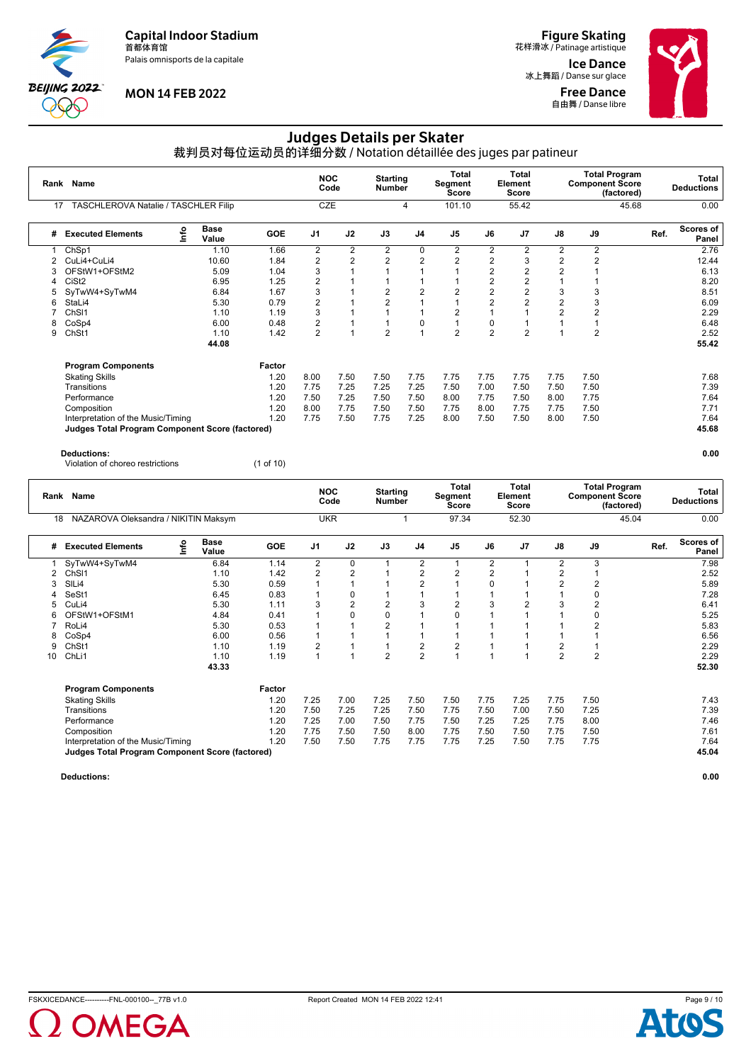Capital Indoor Stadium
首都体育馆
Palais omnisports de la capitale

MON 14 FEB 2022

Figure Skating
花样滑冰 / Patinage artistique
Ice Dance
冰上舞蹈 / Danse sur glace
Free Dance
自由舞 / Danse libre

# Judges Details per Skater

## 裁判员对每位运动员的详细分数 / Notation détaillée des juges par patineur

| Rank | Name | NOC Code | Starting Number | Total Segment Score | Total Element Score | Total Program Component Score (factored) | Total Deductions |
|---|---|---|---|---|---|---|---|
| 17 | TASCHLEROVA Natalie / TASCHLER Filip | CZE | 4 | 101.10 | 55.42 | 45.68 | 0.00 |

| # | Executed Elements | Info | Base Value | GOE | J1 | J2 | J3 | J4 | J5 | J6 | J7 | J8 | J9 | Ref. | Scores of Panel |
|---|---|---|---|---|---|---|---|---|---|---|---|---|---|---|---|
| 1 | ChSp1 | | 1.10 | 1.66 | 2 | 2 | 2 | 0 | 2 | 2 | 2 | 2 | 2 | | 2.76 |
| 2 | CuLi4+CuLi4 | | 10.60 | 1.84 | 2 | 2 | 2 | 2 | 2 | 2 | 3 | 2 | 2 | | 12.44 |
| 3 | OFStW1+OFStM2 | | 5.09 | 1.04 | 3 | 1 | 1 | 1 | 1 | 2 | 2 | 2 | 1 | | 6.13 |
| 4 | CiSt2 | | 6.95 | 1.25 | 2 | 1 | 1 | 1 | 1 | 2 | 2 | 1 | 1 | | 8.20 |
| 5 | SyTwW4+SyTwM4 | | 6.84 | 1.67 | 3 | 1 | 2 | 2 | 2 | 2 | 2 | 3 | 3 | | 8.51 |
| 6 | StaLi4 | | 5.30 | 0.79 | 2 | 1 | 2 | 1 | 1 | 2 | 2 | 2 | 3 | | 6.09 |
| 7 | ChSl1 | | 1.10 | 1.19 | 3 | 1 | 1 | 1 | 2 | 1 | 1 | 2 | 2 | | 2.29 |
| 8 | CoSp4 | | 6.00 | 0.48 | 2 | 1 | 1 | 0 | 1 | 0 | 1 | 1 | 1 | | 6.48 |
| 9 | ChSt1 | | 1.10 | 1.42 | 2 | 1 | 2 | 1 | 2 | 2 | 2 | 1 | 2 | | 2.52 |
| | | | 44.08 | | | | | | | | | | | | 55.42 |

| Program Components | Factor | J1 | J2 | J3 | J4 | J5 | J6 | J7 | J8 | J9 | Scores of Panel |
|---|---|---|---|---|---|---|---|---|---|---|---|
| Skating Skills | 1.20 | 8.00 | 7.50 | 7.50 | 7.75 | 7.75 | 7.75 | 7.75 | 7.75 | 7.50 | 7.68 |
| Transitions | 1.20 | 7.75 | 7.25 | 7.25 | 7.25 | 7.50 | 7.00 | 7.50 | 7.50 | 7.50 | 7.39 |
| Performance | 1.20 | 7.50 | 7.25 | 7.50 | 7.50 | 8.00 | 7.75 | 7.50 | 8.00 | 7.75 | 7.64 |
| Composition | 1.20 | 8.00 | 7.75 | 7.50 | 7.50 | 7.75 | 8.00 | 7.75 | 7.75 | 7.50 | 7.71 |
| Interpretation of the Music/Timing | 1.20 | 7.75 | 7.50 | 7.75 | 7.25 | 8.00 | 7.50 | 7.50 | 8.00 | 7.50 | 7.64 |
| **Judges Total Program Component Score (factored)** | | | | | | | | | | | **45.68** |

**Deductions:** **0.00**

Violation of choreo restrictions (1 of 10)

| Rank | Name | NOC Code | Starting Number | Total Segment Score | Total Element Score | Total Program Component Score (factored) | Total Deductions |
|---|---|---|---|---|---|---|---|
| 18 | NAZAROVA Oleksandra / NIKITIN Maksym | UKR | 1 | 97.34 | 52.30 | 45.04 | 0.00 |

| # | Executed Elements | Info | Base Value | GOE | J1 | J2 | J3 | J4 | J5 | J6 | J7 | J8 | J9 | Ref. | Scores of Panel |
|---|---|---|---|---|---|---|---|---|---|---|---|---|---|---|---|
| 1 | SyTwW4+SyTwM4 | | 6.84 | 1.14 | 2 | 0 | 1 | 2 | 1 | 2 | 1 | 2 | 3 | | 7.98 |
| 2 | ChSl1 | | 1.10 | 1.42 | 2 | 2 | 1 | 2 | 2 | 2 | 1 | 2 | 1 | | 2.52 |
| 3 | SlLi4 | | 5.30 | 0.59 | 1 | 1 | 1 | 2 | 1 | 0 | 1 | 2 | 2 | | 5.89 |
| 4 | SeSt1 | | 6.45 | 0.83 | 1 | 0 | 1 | 1 | 1 | 1 | 1 | 1 | 0 | | 7.28 |
| 5 | CuLi4 | | 5.30 | 1.11 | 3 | 2 | 2 | 3 | 2 | 3 | 2 | 3 | 2 | | 6.41 |
| 6 | OFStW1+OFStM1 | | 4.84 | 0.41 | 1 | 0 | 0 | 1 | 0 | 1 | 1 | 1 | 0 | | 5.25 |
| 7 | RoLi4 | | 5.30 | 0.53 | 1 | 1 | 2 | 1 | 1 | 1 | 1 | 1 | 2 | | 5.83 |
| 8 | CoSp4 | | 6.00 | 0.56 | 1 | 1 | 1 | 1 | 1 | 1 | 1 | 1 | 1 | | 6.56 |
| 9 | ChSt1 | | 1.10 | 1.19 | 2 | 1 | 1 | 2 | 2 | 1 | 1 | 2 | 1 | | 2.29 |
| 10 | ChLi1 | | 1.10 | 1.19 | 1 | 1 | 2 | 2 | 1 | 1 | 1 | 2 | 2 | | 2.29 |
| | | | 43.33 | | | | | | | | | | | | 52.30 |

| Program Components | Factor | J1 | J2 | J3 | J4 | J5 | J6 | J7 | J8 | J9 | Scores of Panel |
|---|---|---|---|---|---|---|---|---|---|---|---|
| Skating Skills | 1.20 | 7.25 | 7.00 | 7.25 | 7.50 | 7.50 | 7.75 | 7.25 | 7.75 | 7.50 | 7.43 |
| Transitions | 1.20 | 7.50 | 7.25 | 7.25 | 7.50 | 7.75 | 7.50 | 7.00 | 7.50 | 7.25 | 7.39 |
| Performance | 1.20 | 7.25 | 7.00 | 7.50 | 7.75 | 7.50 | 7.25 | 7.25 | 7.75 | 8.00 | 7.46 |
| Composition | 1.20 | 7.75 | 7.50 | 7.50 | 8.00 | 7.75 | 7.50 | 7.50 | 7.75 | 7.50 | 7.61 |
| Interpretation of the Music/Timing | 1.20 | 7.50 | 7.50 | 7.75 | 7.75 | 7.75 | 7.25 | 7.50 | 7.75 | 7.75 | 7.64 |
| **Judges Total Program Component Score (factored)** | | | | | | | | | | | **45.04** |

**Deductions:** **0.00**

FSKXICEDANCE----------FNL-000100--_77B v1.0 Report Created MON 14 FEB 2022 12:41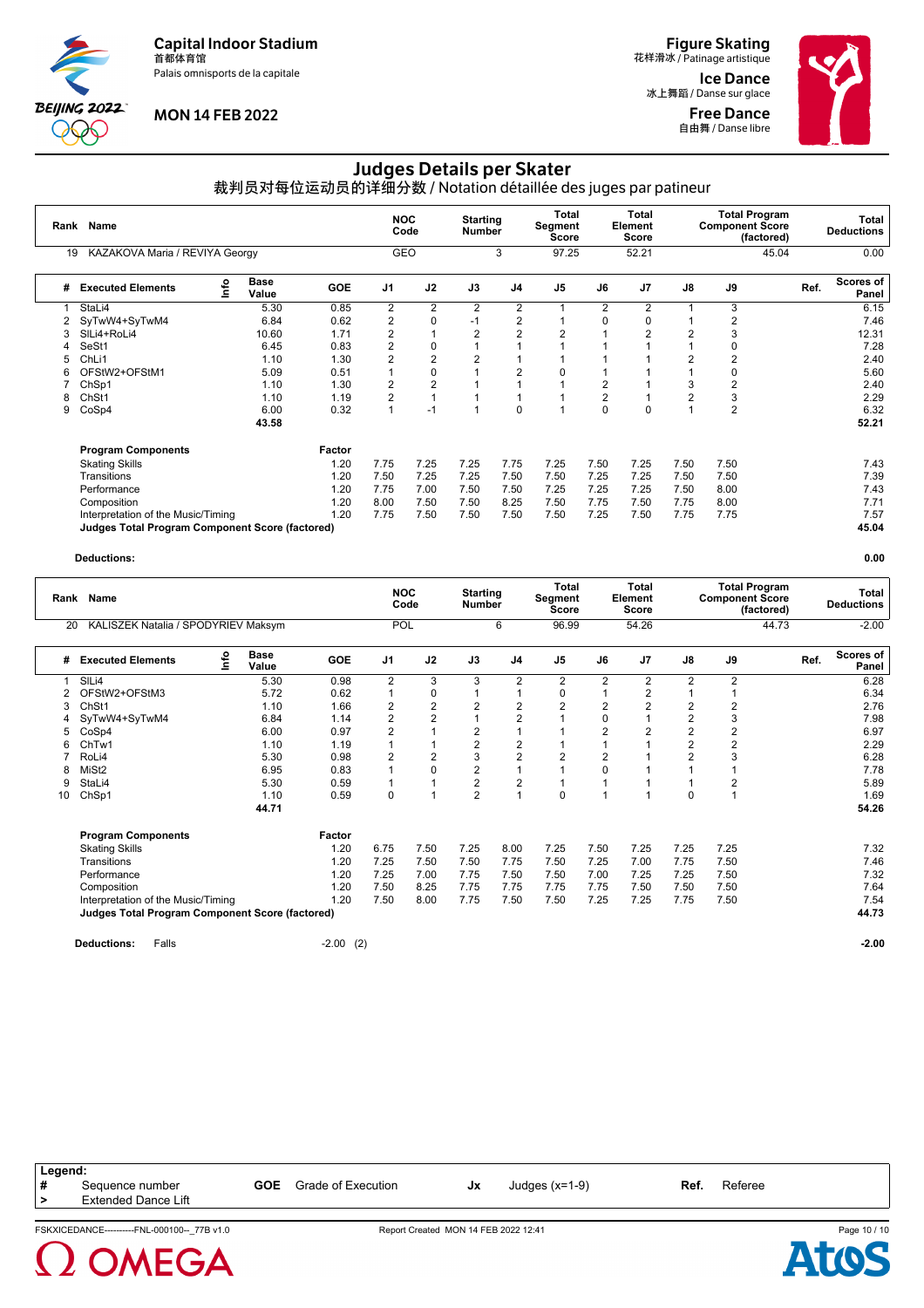Capital Indoor Stadium
首都体育馆
Palais omnisports de la capitale

MON 14 FEB 2022

Figure Skating
花样滑冰 / Patinage artistique
Ice Dance
冰上舞蹈 / Danse sur glace
Free Dance
自由舞 / Danse libre

# Judges Details per Skater

## 裁判员对每位运动员的详细分数 / Notation détaillée des juges par patineur

| Rank | Name | NOC Code | Starting Number | Total Segment Score | Total Element Score | Total Program Component Score (factored) | Total Deductions |
|---|---|---|---|---|---|---|---|
| 19 | KAZAKOVA Maria / REVIYA Georgy | GEO | 3 | 97.25 | 52.21 | 45.04 | 0.00 |

| # | Executed Elements | Info | Base Value | GOE | J1 | J2 | J3 | J4 | J5 | J6 | J7 | J8 | J9 | Ref. | Scores of Panel |
|---|---|---|---|---|---|---|---|---|---|---|---|---|---|---|---|
| 1 | StaLi4 | | 5.30 | 0.85 | 2 | 2 | 2 | 2 | 1 | 2 | 2 | 1 | 3 | | 6.15 |
| 2 | SyTwW4+SyTwM4 | | 6.84 | 0.62 | 2 | 0 | -1 | 2 | 1 | 0 | 0 | 1 | 2 | | 7.46 |
| 3 | SlLi4+RoLi4 | | 10.60 | 1.71 | 2 | 1 | 2 | 2 | 2 | 1 | 2 | 2 | 3 | | 12.31 |
| 4 | SeSt1 | | 6.45 | 0.83 | 2 | 0 | 1 | 1 | 1 | 1 | 1 | 1 | 0 | | 7.28 |
| 5 | ChLi1 | | 1.10 | 1.30 | 2 | 2 | 2 | 1 | 1 | 1 | 1 | 2 | 2 | | 2.40 |
| 6 | OFStW2+OFStM1 | | 5.09 | 0.51 | 1 | 0 | 1 | 2 | 0 | 1 | 1 | 1 | 0 | | 5.60 |
| 7 | ChSp1 | | 1.10 | 1.30 | 2 | 2 | 1 | 1 | 1 | 2 | 1 | 3 | 2 | | 2.40 |
| 8 | ChSt1 | | 1.10 | 1.19 | 2 | 1 | 1 | 1 | 1 | 2 | 1 | 2 | 3 | | 2.29 |
| 9 | CoSp4 | | 6.00 | 0.32 | 1 | -1 | 1 | 0 | 1 | 0 | 0 | 1 | 2 | | 6.32 |
| | | | 43.58 | | | | | | | | | | | | 52.21 |

| Program Components | Factor | J1 | J2 | J3 | J4 | J5 | J6 | J7 | J8 | J9 | Scores of Panel |
|---|---|---|---|---|---|---|---|---|---|---|---|
| Skating Skills | 1.20 | 7.75 | 7.25 | 7.25 | 7.75 | 7.25 | 7.50 | 7.25 | 7.50 | 7.50 | 7.43 |
| Transitions | 1.20 | 7.50 | 7.25 | 7.25 | 7.50 | 7.50 | 7.25 | 7.25 | 7.50 | 7.50 | 7.39 |
| Performance | 1.20 | 7.75 | 7.00 | 7.50 | 7.50 | 7.25 | 7.50 | 7.25 | 7.50 | 8.00 | 7.43 |
| Composition | 1.20 | 8.00 | 7.50 | 7.50 | 8.25 | 7.50 | 7.75 | 7.50 | 7.75 | 8.00 | 7.71 |
| Interpretation of the Music/Timing | 1.20 | 7.75 | 7.50 | 7.50 | 7.50 | 7.50 | 7.25 | 7.50 | 7.75 | 7.75 | 7.57 |
| **Judges Total Program Component Score (factored)** | | | | | | | | | | | **45.04** |

**Deductions:** **0.00**

| Rank | Name | NOC Code | Starting Number | Total Segment Score | Total Element Score | Total Program Component Score (factored) | Total Deductions |
|---|---|---|---|---|---|---|---|
| 20 | KALISZEK Natalia / SPODYRIEV Maksym | POL | 6 | 96.99 | 54.26 | 44.73 | -2.00 |

| # | Executed Elements | Info | Base Value | GOE | J1 | J2 | J3 | J4 | J5 | J6 | J7 | J8 | J9 | Ref. | Scores of Panel |
|---|---|---|---|---|---|---|---|---|---|---|---|---|---|---|---|
| 1 | SlLi4 | | 5.30 | 0.98 | 2 | 3 | 3 | 2 | 2 | 2 | 2 | 2 | 2 | | 6.28 |
| 2 | OFStW2+OFStM3 | | 5.72 | 0.62 | 1 | 0 | 1 | 1 | 0 | 1 | 2 | 1 | 1 | | 6.34 |
| 3 | ChSt1 | | 1.10 | 1.66 | 2 | 2 | 2 | 2 | 2 | 2 | 2 | 2 | 2 | | 2.76 |
| 4 | SyTwW4+SyTwM4 | | 6.84 | 1.14 | 2 | 2 | 1 | 2 | 1 | 0 | 1 | 2 | 3 | | 7.98 |
| 5 | CoSp4 | | 6.00 | 0.97 | 2 | 1 | 2 | 1 | 1 | 2 | 2 | 2 | 2 | | 6.97 |
| 6 | ChTw1 | | 1.10 | 1.19 | 1 | 1 | 2 | 2 | 1 | 1 | 1 | 2 | 2 | | 2.29 |
| 7 | RoLi4 | | 5.30 | 0.98 | 2 | 2 | 3 | 2 | 2 | 2 | 1 | 2 | 3 | | 6.28 |
| 8 | MiSt2 | | 6.95 | 0.83 | 1 | 0 | 2 | 1 | 1 | 0 | 1 | 1 | 1 | | 7.78 |
| 9 | StaLi4 | | 5.30 | 0.59 | 1 | 1 | 2 | 2 | 1 | 1 | 1 | 1 | 2 | | 5.89 |
| 10 | ChSp1 | | 1.10 | 0.59 | 0 | 1 | 2 | 1 | 0 | 1 | 1 | 0 | 1 | | 1.69 |
| | | | 44.71 | | | | | | | | | | | | 54.26 |

| Program Components | Factor | J1 | J2 | J3 | J4 | J5 | J6 | J7 | J8 | J9 | Scores of Panel |
|---|---|---|---|---|---|---|---|---|---|---|---|
| Skating Skills | 1.20 | 6.75 | 7.50 | 7.25 | 8.00 | 7.25 | 7.50 | 7.25 | 7.25 | 7.25 | 7.32 |
| Transitions | 1.20 | 7.25 | 7.50 | 7.50 | 7.75 | 7.50 | 7.25 | 7.00 | 7.75 | 7.50 | 7.46 |
| Performance | 1.20 | 7.25 | 7.00 | 7.75 | 7.50 | 7.50 | 7.00 | 7.25 | 7.25 | 7.50 | 7.32 |
| Composition | 1.20 | 7.50 | 8.25 | 7.75 | 7.75 | 7.75 | 7.75 | 7.50 | 7.50 | 7.50 | 7.64 |
| Interpretation of the Music/Timing | 1.20 | 7.50 | 8.00 | 7.75 | 7.50 | 7.50 | 7.25 | 7.25 | 7.75 | 7.50 | 7.54 |
| **Judges Total Program Component Score (factored)** | | | | | | | | | | | **44.73** |

**Deductions:** Falls -2.00 (2) **-2.00**

**Legend:**

| | | | | | | | |
|---|---|---|---|---|---|---|---|
| # | Sequence number | GOE | Grade of Execution | Jx | Judges (x=1-9) | Ref. | Referee |
| > | Extended Dance Lift | | | | | | |

FSKXICEDANCE----------FNL-000100--_77B v1.0 Report Created MON 14 FEB 2022 12:41